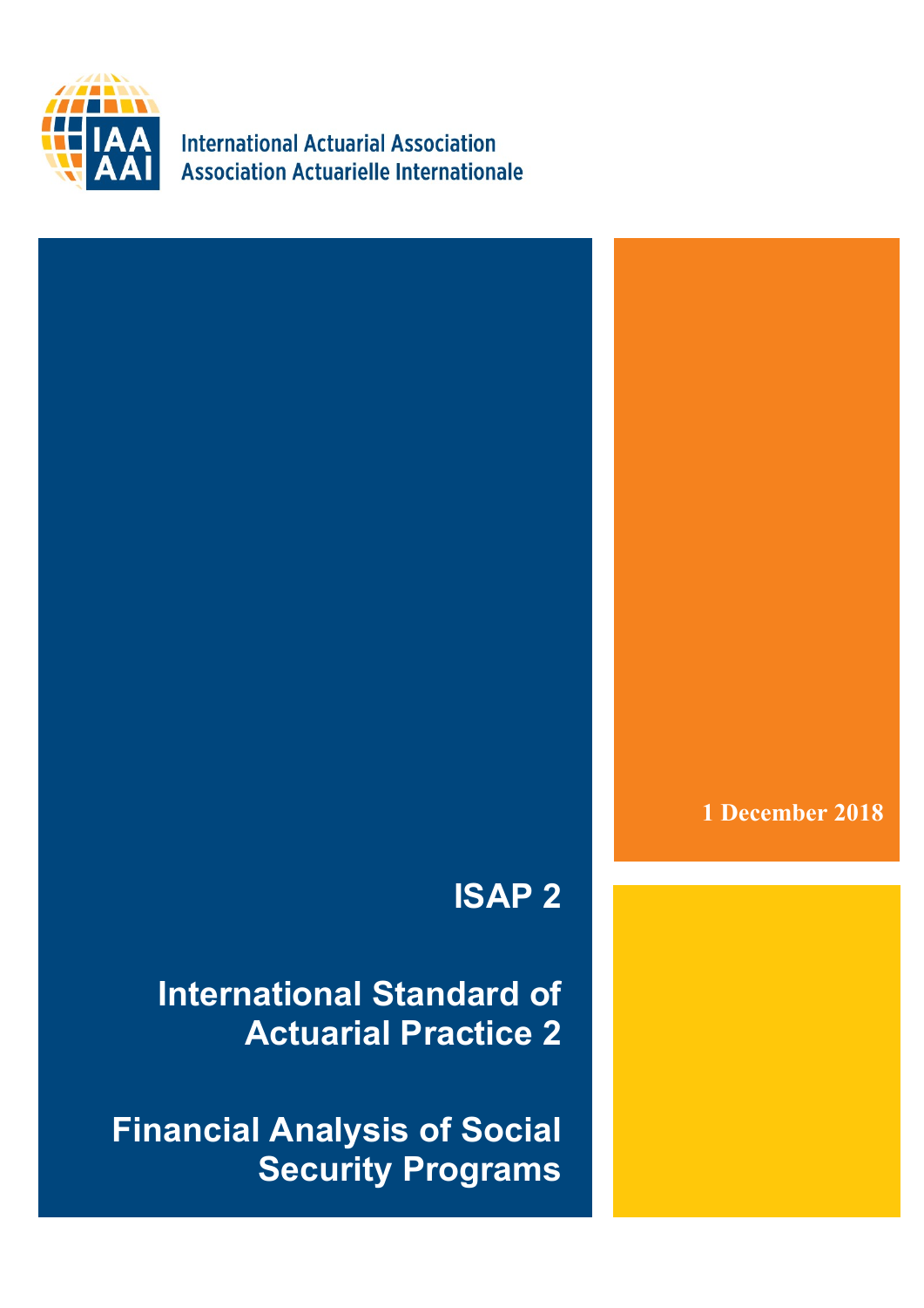International Actuarial Association
Association Actuarielle Internationale

1 December 2018

# ISAP 2

# International Standard of Actuarial Practice 2

# Financial Analysis of Social Security Programs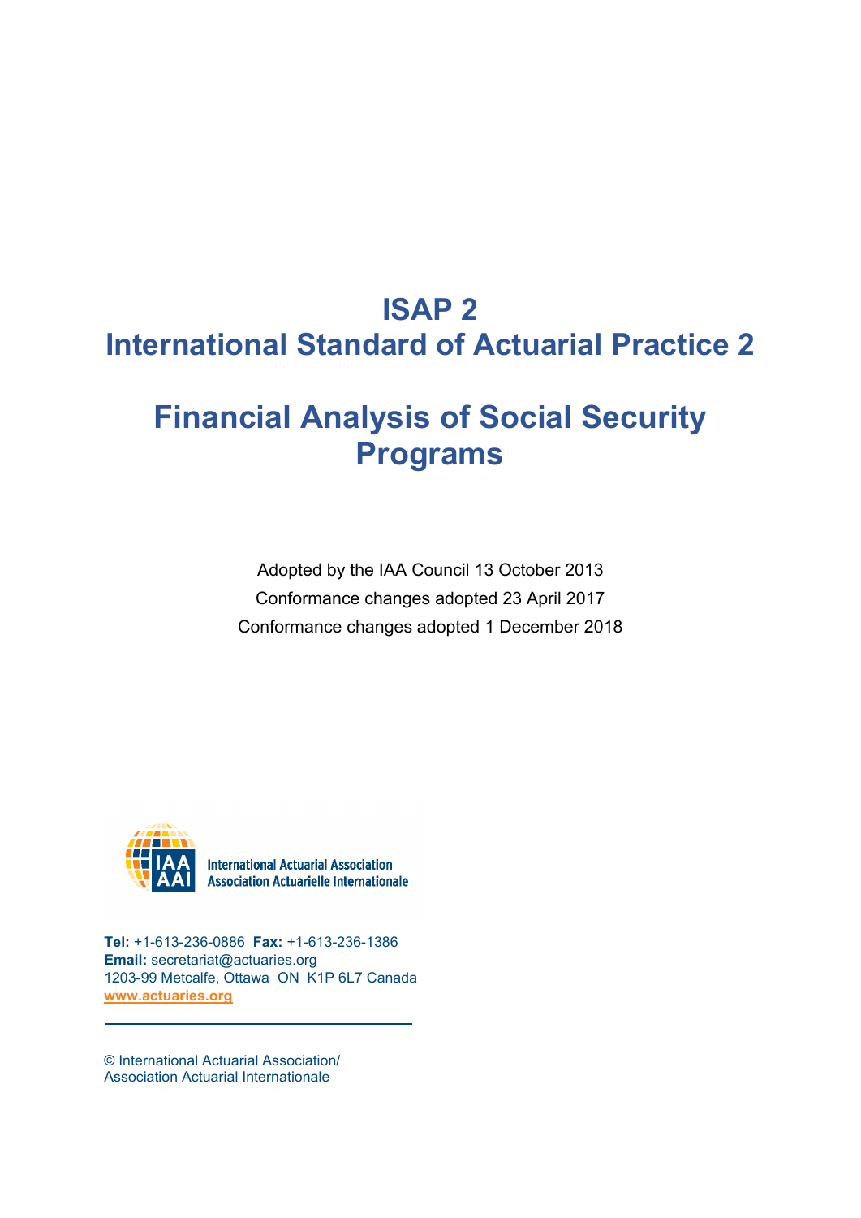# ISAP 2
# International Standard of Actuarial Practice 2

# Financial Analysis of Social Security Programs

Adopted by the IAA Council 13 October 2013

Conformance changes adopted 23 April 2017

Conformance changes adopted 1 December 2018

International Actuarial Association
Association Actuarielle Internationale

**Tel:** +1-613-236-0886 **Fax:** +1-613-236-1386
**Email:** secretariat@actuaries.org
1203-99 Metcalfe, Ottawa ON K1P 6L7 Canada
**www.actuaries.org**

© International Actuarial Association/
Association Actuarial Internationale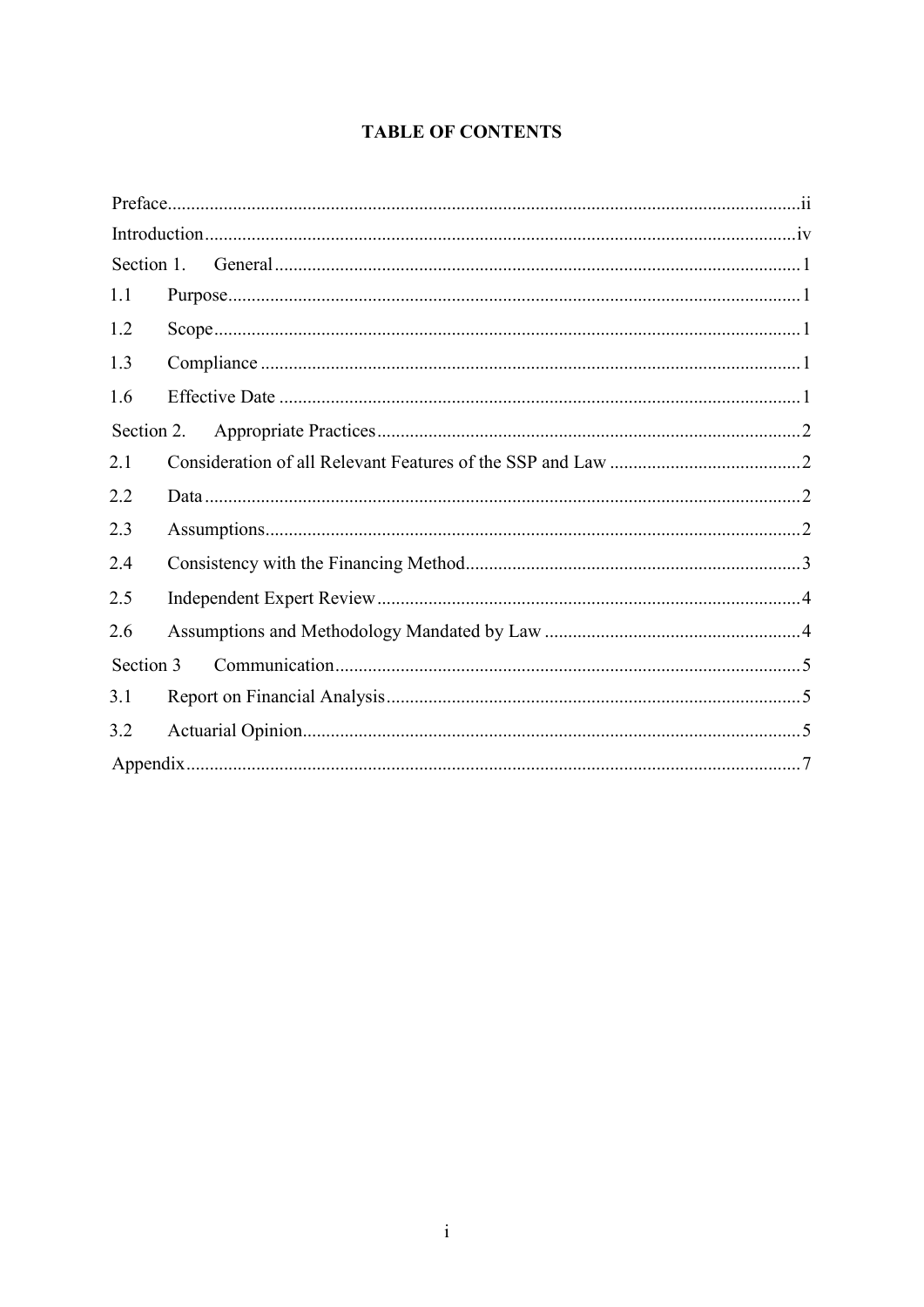## TABLE OF CONTENTS

Preface....................................................................................................................................ii

Introduction...........................................................................................................................iv

Section 1. General..................................................................................................................1

1.1 Purpose................................................................................................................................1

1.2 Scope....................................................................................................................................1

1.3 Compliance..........................................................................................................................1

1.6 Effective Date......................................................................................................................1

Section 2. Appropriate Practices............................................................................................2

2.1 Consideration of all Relevant Features of the SSP and Law..............................................2

2.2 Data.....................................................................................................................................2

2.3 Assumptions........................................................................................................................2

2.4 Consistency with the Financing Method.............................................................................3

2.5 Independent Expert Review.................................................................................................4

2.6 Assumptions and Methodology Mandated by Law............................................................4

Section 3 Communication......................................................................................................5

3.1 Report on Financial Analysis..............................................................................................5

3.2 Actuarial Opinion................................................................................................................5

Appendix................................................................................................................................7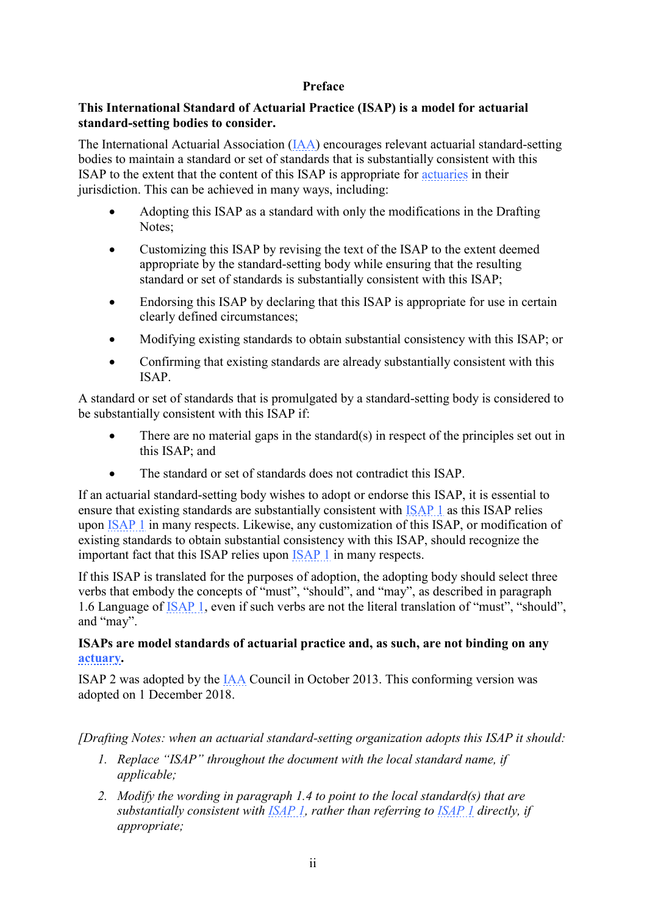# Preface

**This International Standard of Actuarial Practice (ISAP) is a model for actuarial standard-setting bodies to consider.**

The International Actuarial Association (IAA) encourages relevant actuarial standard-setting bodies to maintain a standard or set of standards that is substantially consistent with this ISAP to the extent that the content of this ISAP is appropriate for actuaries in their jurisdiction. This can be achieved in many ways, including:

- Adopting this ISAP as a standard with only the modifications in the Drafting Notes;
- Customizing this ISAP by revising the text of the ISAP to the extent deemed appropriate by the standard-setting body while ensuring that the resulting standard or set of standards is substantially consistent with this ISAP;
- Endorsing this ISAP by declaring that this ISAP is appropriate for use in certain clearly defined circumstances;
- Modifying existing standards to obtain substantial consistency with this ISAP; or
- Confirming that existing standards are already substantially consistent with this ISAP.

A standard or set of standards that is promulgated by a standard-setting body is considered to be substantially consistent with this ISAP if:

- There are no material gaps in the standard(s) in respect of the principles set out in this ISAP; and
- The standard or set of standards does not contradict this ISAP.

If an actuarial standard-setting body wishes to adopt or endorse this ISAP, it is essential to ensure that existing standards are substantially consistent with ISAP 1 as this ISAP relies upon ISAP 1 in many respects. Likewise, any customization of this ISAP, or modification of existing standards to obtain substantial consistency with this ISAP, should recognize the important fact that this ISAP relies upon ISAP 1 in many respects.

If this ISAP is translated for the purposes of adoption, the adopting body should select three verbs that embody the concepts of "must", "should", and "may", as described in paragraph 1.6 Language of ISAP 1, even if such verbs are not the literal translation of "must", "should", and "may".

**ISAPs are model standards of actuarial practice and, as such, are not binding on any actuary.**

ISAP 2 was adopted by the IAA Council in October 2013. This conforming version was adopted on 1 December 2018.

*[Drafting Notes: when an actuarial standard-setting organization adopts this ISAP it should:*

1. *Replace "ISAP" throughout the document with the local standard name, if applicable;*
2. *Modify the wording in paragraph 1.4 to point to the local standard(s) that are substantially consistent with ISAP 1, rather than referring to ISAP 1 directly, if appropriate;*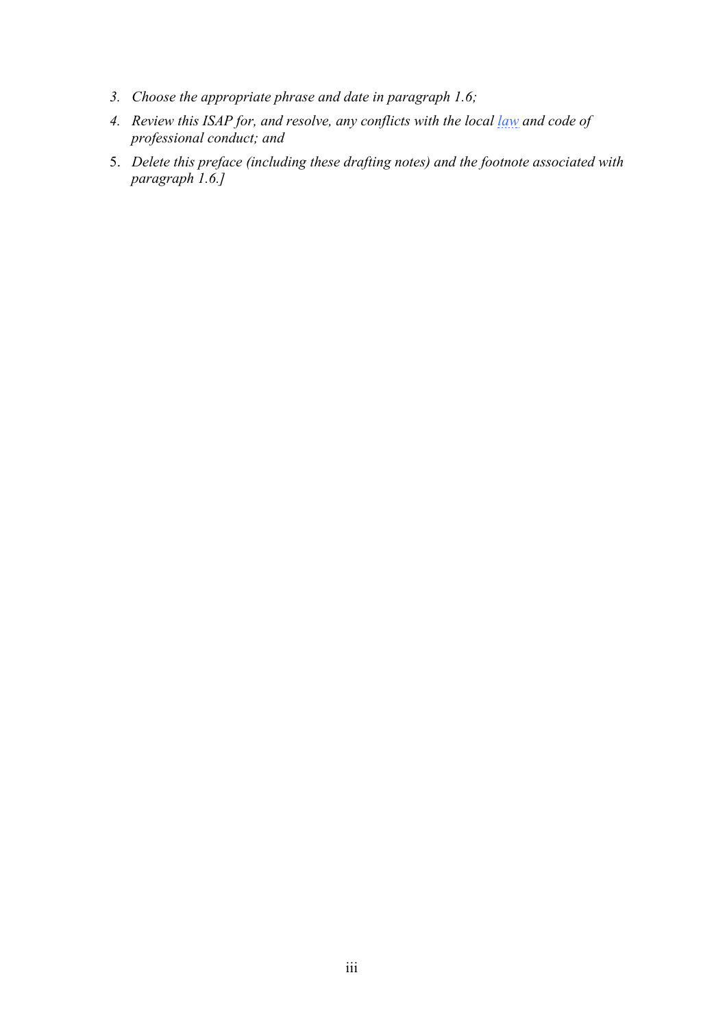3. *Choose the appropriate phrase and date in paragraph 1.6;*
4. *Review this ISAP for, and resolve, any conflicts with the local law and code of professional conduct; and*
5. *Delete this preface (including these drafting notes) and the footnote associated with paragraph 1.6.]*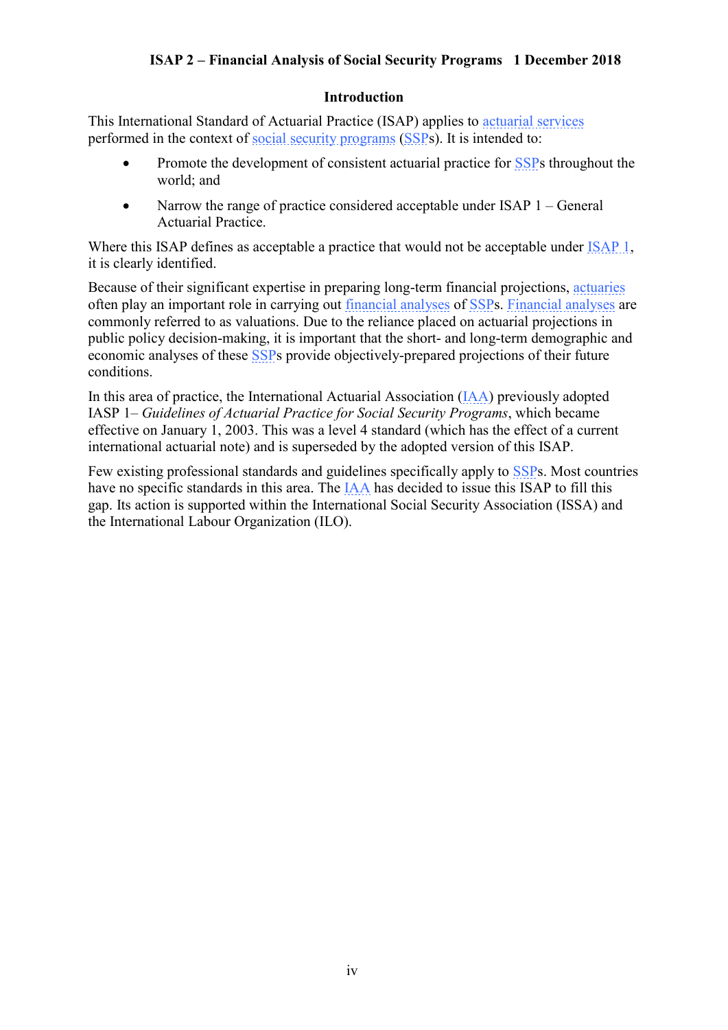## Introduction

This International Standard of Actuarial Practice (ISAP) applies to actuarial services performed in the context of social security programs (SSPs). It is intended to:

- Promote the development of consistent actuarial practice for SSPs throughout the world; and
- Narrow the range of practice considered acceptable under ISAP 1 – General Actuarial Practice.

Where this ISAP defines as acceptable a practice that would not be acceptable under ISAP 1, it is clearly identified.

Because of their significant expertise in preparing long-term financial projections, actuaries often play an important role in carrying out financial analyses of SSPs. Financial analyses are commonly referred to as valuations. Due to the reliance placed on actuarial projections in public policy decision-making, it is important that the short- and long-term demographic and economic analyses of these SSPs provide objectively-prepared projections of their future conditions.

In this area of practice, the International Actuarial Association (IAA) previously adopted IASP 1– *Guidelines of Actuarial Practice for Social Security Programs*, which became effective on January 1, 2003. This was a level 4 standard (which has the effect of a current international actuarial note) and is superseded by the adopted version of this ISAP.

Few existing professional standards and guidelines specifically apply to SSPs. Most countries have no specific standards in this area. The IAA has decided to issue this ISAP to fill this gap. Its action is supported within the International Social Security Association (ISSA) and the International Labour Organization (ILO).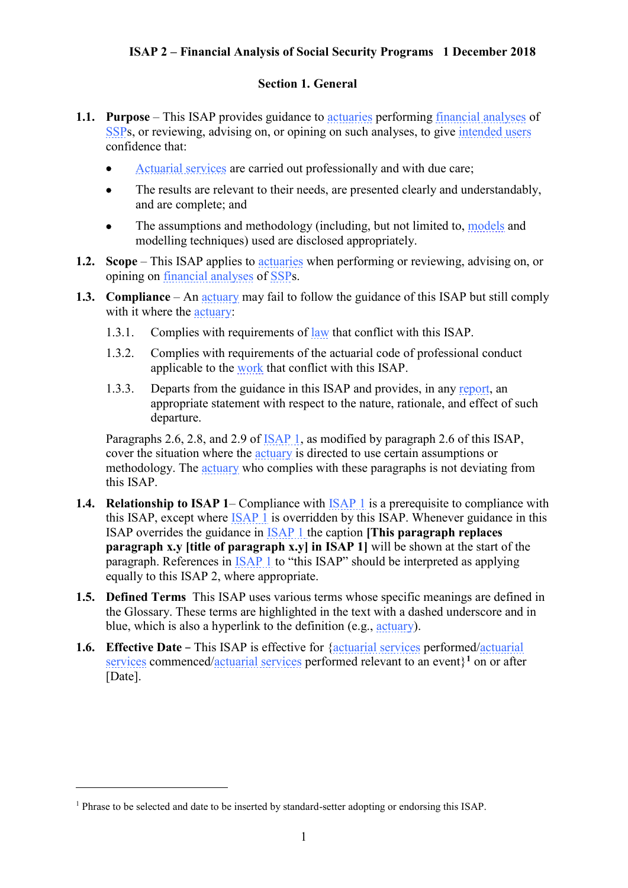**ISAP 2 – Financial Analysis of Social Security Programs 1 December 2018**

## Section 1. General

**1.1. Purpose** – This ISAP provides guidance to actuaries performing financial analyses of SSPs, or reviewing, advising on, or opining on such analyses, to give intended users confidence that:

- Actuarial services are carried out professionally and with due care;
- The results are relevant to their needs, are presented clearly and understandably, and are complete; and
- The assumptions and methodology (including, but not limited to, models and modelling techniques) used are disclosed appropriately.

**1.2. Scope** – This ISAP applies to actuaries when performing or reviewing, advising on, or opining on financial analyses of SSPs.

**1.3. Compliance** – An actuary may fail to follow the guidance of this ISAP but still comply with it where the actuary:

1.3.1. Complies with requirements of law that conflict with this ISAP.

1.3.2. Complies with requirements of the actuarial code of professional conduct applicable to the work that conflict with this ISAP.

1.3.3. Departs from the guidance in this ISAP and provides, in any report, an appropriate statement with respect to the nature, rationale, and effect of such departure.

Paragraphs 2.6, 2.8, and 2.9 of ISAP 1, as modified by paragraph 2.6 of this ISAP, cover the situation where the actuary is directed to use certain assumptions or methodology. The actuary who complies with these paragraphs is not deviating from this ISAP.

**1.4. Relationship to ISAP 1**– Compliance with ISAP 1 is a prerequisite to compliance with this ISAP, except where ISAP 1 is overridden by this ISAP. Whenever guidance in this ISAP overrides the guidance in ISAP 1 the caption **[This paragraph replaces paragraph x.y [title of paragraph x.y] in ISAP 1]** will be shown at the start of the paragraph. References in ISAP 1 to "this ISAP" should be interpreted as applying equally to this ISAP 2, where appropriate.

**1.5. Defined Terms** This ISAP uses various terms whose specific meanings are defined in the Glossary. These terms are highlighted in the text with a dashed underscore and in blue, which is also a hyperlink to the definition (e.g., actuary).

**1.6. Effective Date** – This ISAP is effective for {actuarial services performed/actuarial services commenced/actuarial services performed relevant to an event}[1] on or after [Date].

[1] Phrase to be selected and date to be inserted by standard-setter adopting or endorsing this ISAP.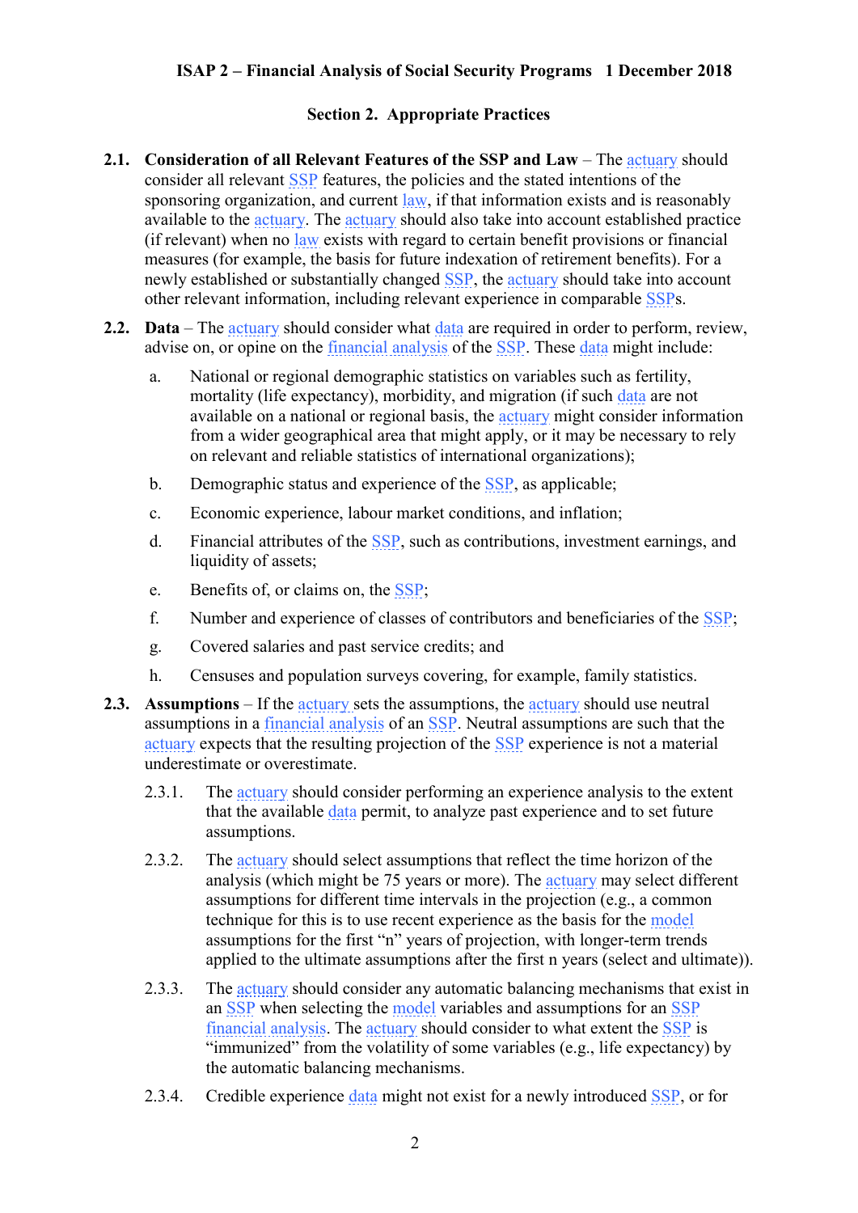## Section 2. Appropriate Practices

**2.1. Consideration of all Relevant Features of the SSP and Law** – The actuary should consider all relevant SSP features, the policies and the stated intentions of the sponsoring organization, and current law, if that information exists and is reasonably available to the actuary. The actuary should also take into account established practice (if relevant) when no law exists with regard to certain benefit provisions or financial measures (for example, the basis for future indexation of retirement benefits). For a newly established or substantially changed SSP, the actuary should take into account other relevant information, including relevant experience in comparable SSPs.

**2.2. Data** – The actuary should consider what data are required in order to perform, review, advise on, or opine on the financial analysis of the SSP. These data might include:

a. National or regional demographic statistics on variables such as fertility, mortality (life expectancy), morbidity, and migration (if such data are not available on a national or regional basis, the actuary might consider information from a wider geographical area that might apply, or it may be necessary to rely on relevant and reliable statistics of international organizations);

b. Demographic status and experience of the SSP, as applicable;

c. Economic experience, labour market conditions, and inflation;

d. Financial attributes of the SSP, such as contributions, investment earnings, and liquidity of assets;

e. Benefits of, or claims on, the SSP;

f. Number and experience of classes of contributors and beneficiaries of the SSP;

g. Covered salaries and past service credits; and

h. Censuses and population surveys covering, for example, family statistics.

**2.3. Assumptions** – If the actuary sets the assumptions, the actuary should use neutral assumptions in a financial analysis of an SSP. Neutral assumptions are such that the actuary expects that the resulting projection of the SSP experience is not a material underestimate or overestimate.

2.3.1. The actuary should consider performing an experience analysis to the extent that the available data permit, to analyze past experience and to set future assumptions.

2.3.2. The actuary should select assumptions that reflect the time horizon of the analysis (which might be 75 years or more). The actuary may select different assumptions for different time intervals in the projection (e.g., a common technique for this is to use recent experience as the basis for the model assumptions for the first "n" years of projection, with longer-term trends applied to the ultimate assumptions after the first n years (select and ultimate)).

2.3.3. The actuary should consider any automatic balancing mechanisms that exist in an SSP when selecting the model variables and assumptions for an SSP financial analysis. The actuary should consider to what extent the SSP is "immunized" from the volatility of some variables (e.g., life expectancy) by the automatic balancing mechanisms.

2.3.4. Credible experience data might not exist for a newly introduced SSP, or for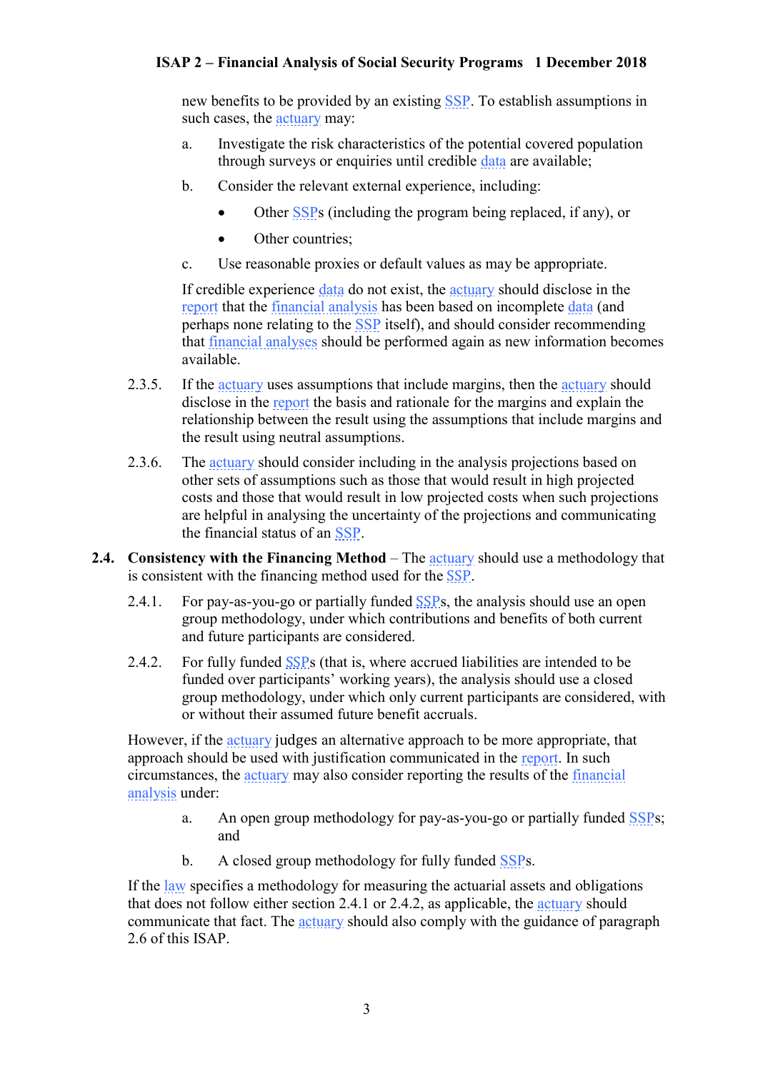new benefits to be provided by an existing SSP. To establish assumptions in such cases, the actuary may:

a. Investigate the risk characteristics of the potential covered population through surveys or enquiries until credible data are available;

b. Consider the relevant external experience, including:

- Other SSPs (including the program being replaced, if any), or
- Other countries;

c. Use reasonable proxies or default values as may be appropriate.

If credible experience data do not exist, the actuary should disclose in the report that the financial analysis has been based on incomplete data (and perhaps none relating to the SSP itself), and should consider recommending that financial analyses should be performed again as new information becomes available.

2.3.5. If the actuary uses assumptions that include margins, then the actuary should disclose in the report the basis and rationale for the margins and explain the relationship between the result using the assumptions that include margins and the result using neutral assumptions.

2.3.6. The actuary should consider including in the analysis projections based on other sets of assumptions such as those that would result in high projected costs and those that would result in low projected costs when such projections are helpful in analysing the uncertainty of the projections and communicating the financial status of an SSP.

**2.4. Consistency with the Financing Method** – The actuary should use a methodology that is consistent with the financing method used for the SSP.

2.4.1. For pay-as-you-go or partially funded SSPs, the analysis should use an open group methodology, under which contributions and benefits of both current and future participants are considered.

2.4.2. For fully funded SSPs (that is, where accrued liabilities are intended to be funded over participants' working years), the analysis should use a closed group methodology, under which only current participants are considered, with or without their assumed future benefit accruals.

However, if the actuary judges an alternative approach to be more appropriate, that approach should be used with justification communicated in the report. In such circumstances, the actuary may also consider reporting the results of the financial analysis under:

a. An open group methodology for pay-as-you-go or partially funded SSPs; and

b. A closed group methodology for fully funded SSPs.

If the law specifies a methodology for measuring the actuarial assets and obligations that does not follow either section 2.4.1 or 2.4.2, as applicable, the actuary should communicate that fact. The actuary should also comply with the guidance of paragraph 2.6 of this ISAP.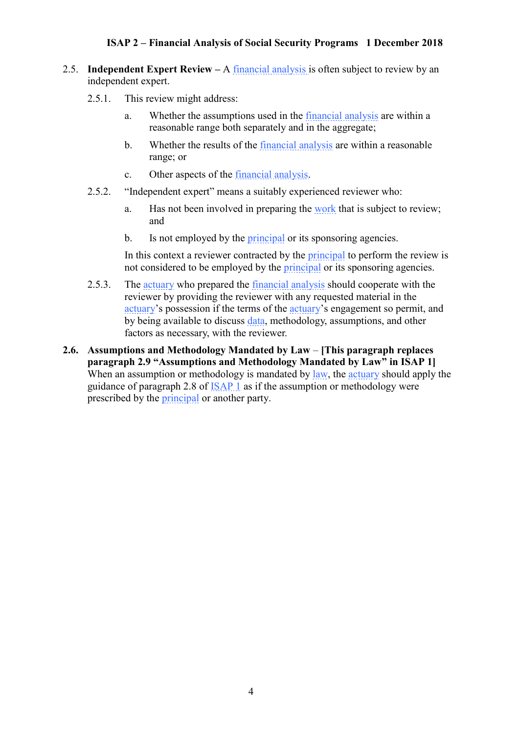2.5. **Independent Expert Review –** A financial analysis is often subject to review by an independent expert.

2.5.1. This review might address:

a. Whether the assumptions used in the financial analysis are within a reasonable range both separately and in the aggregate;

b. Whether the results of the financial analysis are within a reasonable range; or

c. Other aspects of the financial analysis.

2.5.2. "Independent expert" means a suitably experienced reviewer who:

a. Has not been involved in preparing the work that is subject to review; and

b. Is not employed by the principal or its sponsoring agencies.

In this context a reviewer contracted by the principal to perform the review is not considered to be employed by the principal or its sponsoring agencies.

2.5.3. The actuary who prepared the financial analysis should cooperate with the reviewer by providing the reviewer with any requested material in the actuary's possession if the terms of the actuary's engagement so permit, and by being available to discuss data, methodology, assumptions, and other factors as necessary, with the reviewer.

**2.6. Assumptions and Methodology Mandated by Law – [This paragraph replaces paragraph 2.9 "Assumptions and Methodology Mandated by Law" in ISAP 1]** When an assumption or methodology is mandated by law, the actuary should apply the guidance of paragraph 2.8 of ISAP 1 as if the assumption or methodology were prescribed by the principal or another party.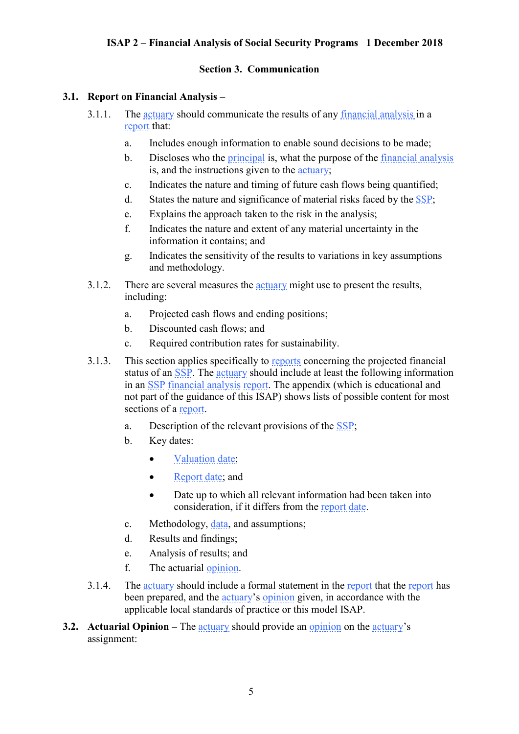## Section 3. Communication

**3.1. Report on Financial Analysis –**

3.1.1. The actuary should communicate the results of any financial analysis in a report that:

a. Includes enough information to enable sound decisions to be made;

b. Discloses who the principal is, what the purpose of the financial analysis is, and the instructions given to the actuary;

c. Indicates the nature and timing of future cash flows being quantified;

d. States the nature and significance of material risks faced by the SSP;

e. Explains the approach taken to the risk in the analysis;

f. Indicates the nature and extent of any material uncertainty in the information it contains; and

g. Indicates the sensitivity of the results to variations in key assumptions and methodology.

3.1.2. There are several measures the actuary might use to present the results, including:

a. Projected cash flows and ending positions;

b. Discounted cash flows; and

c. Required contribution rates for sustainability.

3.1.3. This section applies specifically to reports concerning the projected financial status of an SSP. The actuary should include at least the following information in an SSP financial analysis report. The appendix (which is educational and not part of the guidance of this ISAP) shows lists of possible content for most sections of a report.

a. Description of the relevant provisions of the SSP;

b. Key dates:

- Valuation date;
- Report date; and
- Date up to which all relevant information had been taken into consideration, if it differs from the report date.

c. Methodology, data, and assumptions;

d. Results and findings;

e. Analysis of results; and

f. The actuarial opinion.

3.1.4. The actuary should include a formal statement in the report that the report has been prepared, and the actuary's opinion given, in accordance with the applicable local standards of practice or this model ISAP.

**3.2. Actuarial Opinion** – The actuary should provide an opinion on the actuary's assignment: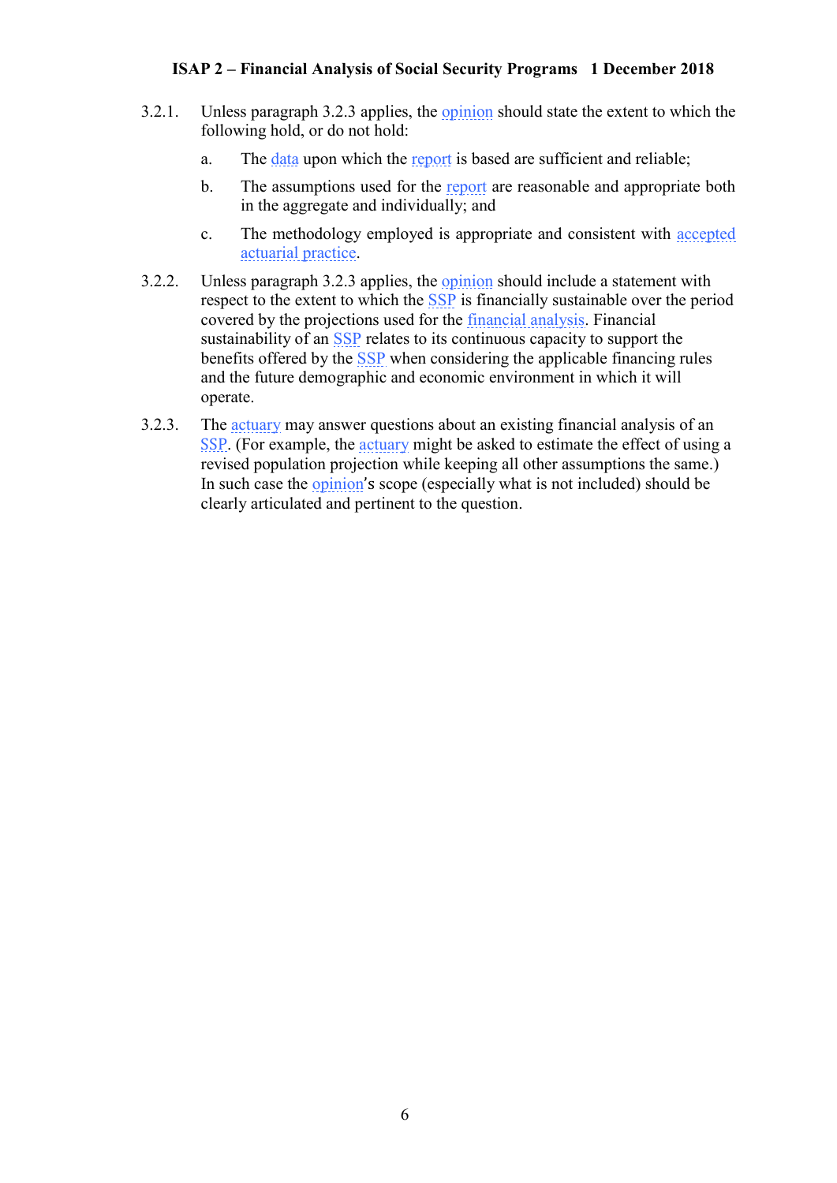3.2.1. Unless paragraph 3.2.3 applies, the opinion should state the extent to which the following hold, or do not hold:

a. The data upon which the report is based are sufficient and reliable;

b. The assumptions used for the report are reasonable and appropriate both in the aggregate and individually; and

c. The methodology employed is appropriate and consistent with accepted actuarial practice.

3.2.2. Unless paragraph 3.2.3 applies, the opinion should include a statement with respect to the extent to which the SSP is financially sustainable over the period covered by the projections used for the financial analysis. Financial sustainability of an SSP relates to its continuous capacity to support the benefits offered by the SSP when considering the applicable financing rules and the future demographic and economic environment in which it will operate.

3.2.3. The actuary may answer questions about an existing financial analysis of an SSP. (For example, the actuary might be asked to estimate the effect of using a revised population projection while keeping all other assumptions the same.) In such case the opinion's scope (especially what is not included) should be clearly articulated and pertinent to the question.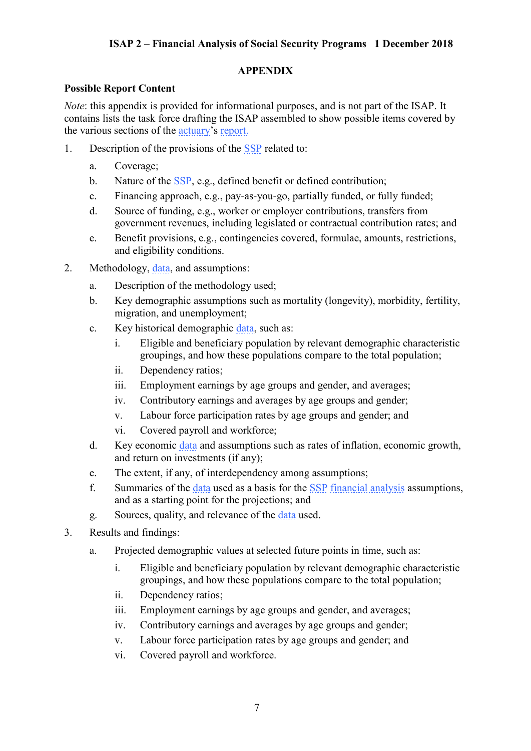## APPENDIX

**Possible Report Content**

*Note*: this appendix is provided for informational purposes, and is not part of the ISAP. It contains lists the task force drafting the ISAP assembled to show possible items covered by the various sections of the actuary's report.

1. Description of the provisions of the SSP related to:
    a. Coverage;
    b. Nature of the SSP, e.g., defined benefit or defined contribution;
    c. Financing approach, e.g., pay-as-you-go, partially funded, or fully funded;
    d. Source of funding, e.g., worker or employer contributions, transfers from government revenues, including legislated or contractual contribution rates; and
    e. Benefit provisions, e.g., contingencies covered, formulae, amounts, restrictions, and eligibility conditions.
2. Methodology, data, and assumptions:
    a. Description of the methodology used;
    b. Key demographic assumptions such as mortality (longevity), morbidity, fertility, migration, and unemployment;
    c. Key historical demographic data, such as:
        i. Eligible and beneficiary population by relevant demographic characteristic groupings, and how these populations compare to the total population;
        ii. Dependency ratios;
        iii. Employment earnings by age groups and gender, and averages;
        iv. Contributory earnings and averages by age groups and gender;
        v. Labour force participation rates by age groups and gender; and
        vi. Covered payroll and workforce;
    d. Key economic data and assumptions such as rates of inflation, economic growth, and return on investments (if any);
    e. The extent, if any, of interdependency among assumptions;
    f. Summaries of the data used as a basis for the SSP financial analysis assumptions, and as a starting point for the projections; and
    g. Sources, quality, and relevance of the data used.
3. Results and findings:
    a. Projected demographic values at selected future points in time, such as:
        i. Eligible and beneficiary population by relevant demographic characteristic groupings, and how these populations compare to the total population;
        ii. Dependency ratios;
        iii. Employment earnings by age groups and gender, and averages;
        iv. Contributory earnings and averages by age groups and gender;
        v. Labour force participation rates by age groups and gender; and
        vi. Covered payroll and workforce.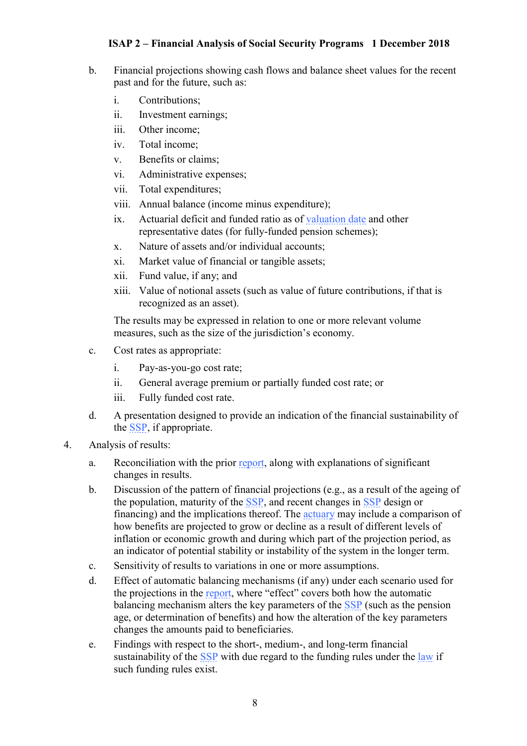b. Financial projections showing cash flows and balance sheet values for the recent past and for the future, such as:

   i. Contributions;
   ii. Investment earnings;
   iii. Other income;
   iv. Total income;
   v. Benefits or claims;
   vi. Administrative expenses;
   vii. Total expenditures;
   viii. Annual balance (income minus expenditure);
   ix. Actuarial deficit and funded ratio as of valuation date and other representative dates (for fully-funded pension schemes);
   x. Nature of assets and/or individual accounts;
   xi. Market value of financial or tangible assets;
   xii. Fund value, if any; and
   xiii. Value of notional assets (such as value of future contributions, if that is recognized as an asset).

   The results may be expressed in relation to one or more relevant volume measures, such as the size of the jurisdiction's economy.

c. Cost rates as appropriate:

   i. Pay-as-you-go cost rate;
   ii. General average premium or partially funded cost rate; or
   iii. Fully funded cost rate.

d. A presentation designed to provide an indication of the financial sustainability of the SSP, if appropriate.

4. Analysis of results:

   a. Reconciliation with the prior report, along with explanations of significant changes in results.
   b. Discussion of the pattern of financial projections (e.g., as a result of the ageing of the population, maturity of the SSP, and recent changes in SSP design or financing) and the implications thereof. The actuary may include a comparison of how benefits are projected to grow or decline as a result of different levels of inflation or economic growth and during which part of the projection period, as an indicator of potential stability or instability of the system in the longer term.
   c. Sensitivity of results to variations in one or more assumptions.
   d. Effect of automatic balancing mechanisms (if any) under each scenario used for the projections in the report, where "effect" covers both how the automatic balancing mechanism alters the key parameters of the SSP (such as the pension age, or determination of benefits) and how the alteration of the key parameters changes the amounts paid to beneficiaries.
   e. Findings with respect to the short-, medium-, and long-term financial sustainability of the SSP with due regard to the funding rules under the law if such funding rules exist.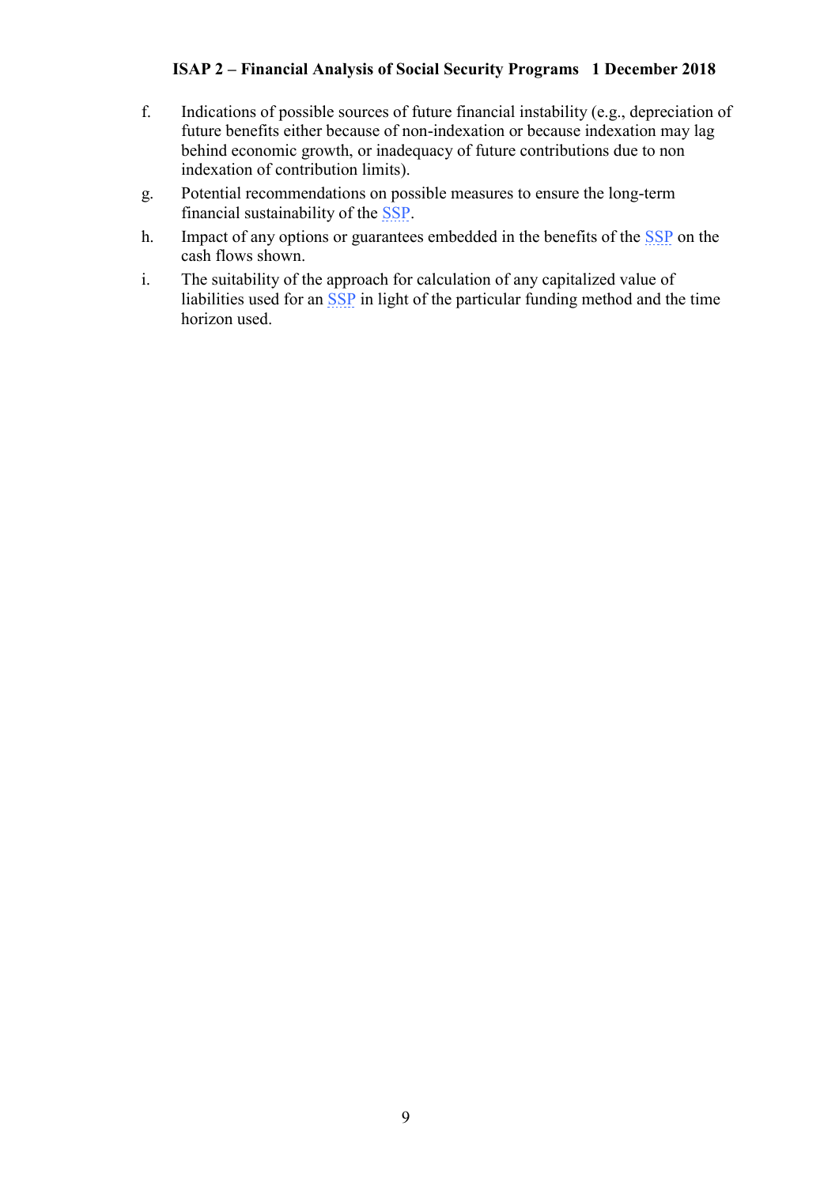f. Indications of possible sources of future financial instability (e.g., depreciation of future benefits either because of non-indexation or because indexation may lag behind economic growth, or inadequacy of future contributions due to non indexation of contribution limits).

g. Potential recommendations on possible measures to ensure the long-term financial sustainability of the SSP.

h. Impact of any options or guarantees embedded in the benefits of the SSP on the cash flows shown.

i. The suitability of the approach for calculation of any capitalized value of liabilities used for an SSP in light of the particular funding method and the time horizon used.